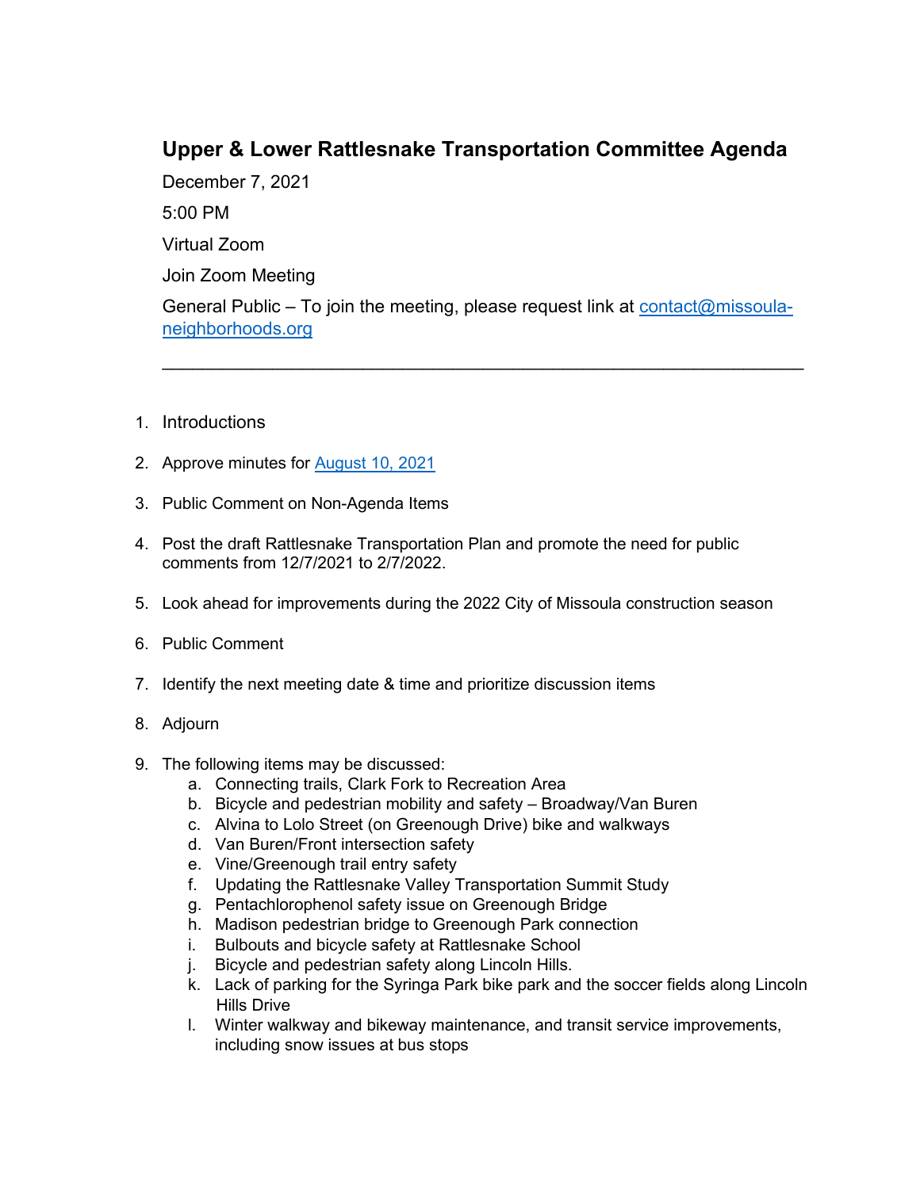# Upper & Lower Rattlesnake Transportation Committee Agenda

December 7, 2021

5:00 PM

Virtual Zoom

Join Zoom Meeting

General Public – To join the meeting, please request link at [contact@missoula-neighborhoods.org](mailto:contact@missoula-neighborhoods.org)

---

1. Introductions
2. Approve minutes for [August 10, 2021]()
3. Public Comment on Non-Agenda Items
4. Post the draft Rattlesnake Transportation Plan and promote the need for public comments from 12/7/2021 to 2/7/2022.
5. Look ahead for improvements during the 2022 City of Missoula construction season
6. Public Comment
7. Identify the next meeting date & time and prioritize discussion items
8. Adjourn
9. The following items may be discussed:
   a. Connecting trails, Clark Fork to Recreation Area
   b. Bicycle and pedestrian mobility and safety – Broadway/Van Buren
   c. Alvina to Lolo Street (on Greenough Drive) bike and walkways
   d. Van Buren/Front intersection safety
   e. Vine/Greenough trail entry safety
   f. Updating the Rattlesnake Valley Transportation Summit Study
   g. Pentachlorophenol safety issue on Greenough Bridge
   h. Madison pedestrian bridge to Greenough Park connection
   i. Bulbouts and bicycle safety at Rattlesnake School
   j. Bicycle and pedestrian safety along Lincoln Hills.
   k. Lack of parking for the Syringa Park bike park and the soccer fields along Lincoln Hills Drive
   l. Winter walkway and bikeway maintenance, and transit service improvements, including snow issues at bus stops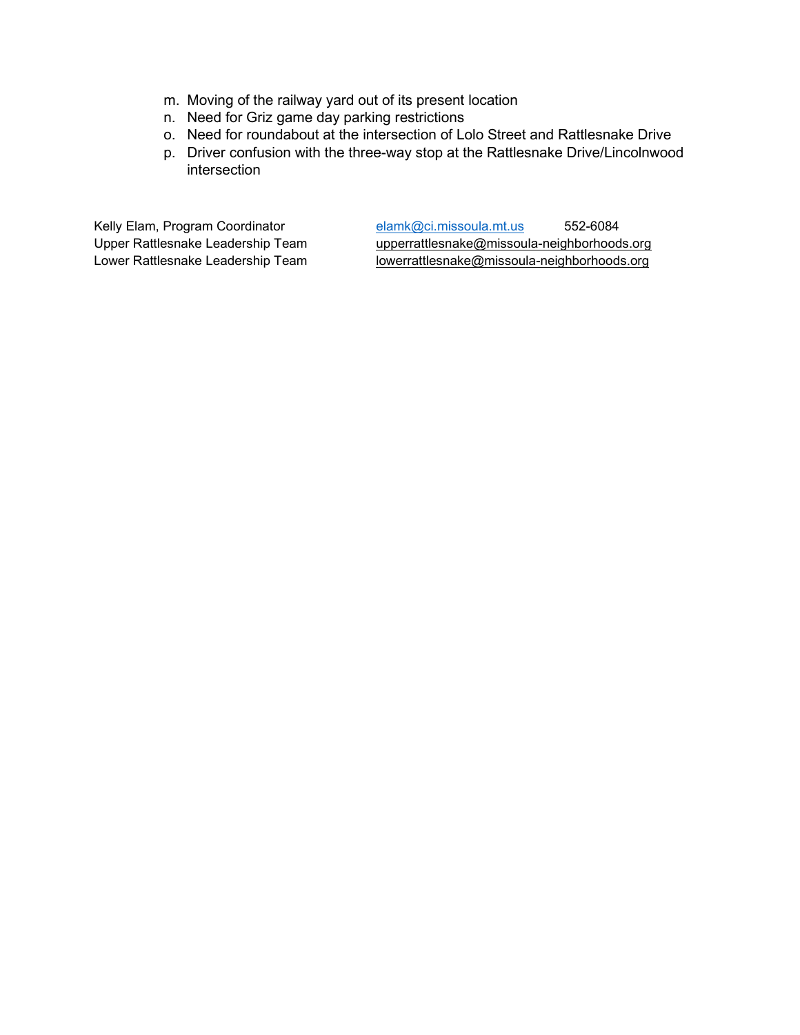m. Moving of the railway yard out of its present location
n. Need for Griz game day parking restrictions
o. Need for roundabout at the intersection of Lolo Street and Rattlesnake Drive
p. Driver confusion with the three-way stop at the Rattlesnake Drive/Lincolnwood intersection

| | | |
|---|---|---|
| Kelly Elam, Program Coordinator | elamk@ci.missoula.mt.us | 552-6084 |
| Upper Rattlesnake Leadership Team | upperrattlesnake@missoula-neighborhoods.org | |
| Lower Rattlesnake Leadership Team | lowerrattlesnake@missoula-neighborhoods.org | |